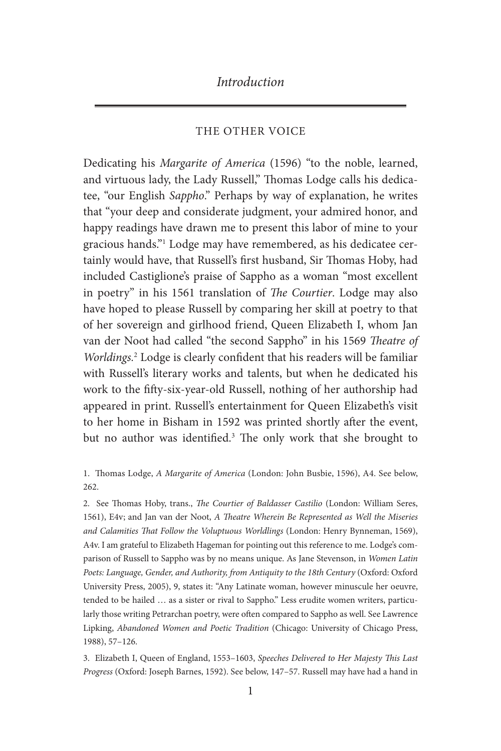# Introduction

## THE OTHER VOICE

Dedicating his *Margarite of America* (1596) "to the noble, learned, and virtuous lady, the Lady Russell," Thomas Lodge calls his dedicatee, "our English *Sappho*." Perhaps by way of explanation, he writes that "your deep and considerate judgment, your admired honor, and happy readings have drawn me to present this labor of mine to your gracious hands."[1] Lodge may have remembered, as his dedicatee certainly would have, that Russell's first husband, Sir Thomas Hoby, had included Castiglione's praise of Sappho as a woman "most excellent in poetry" in his 1561 translation of *The Courtier*. Lodge may also have hoped to please Russell by comparing her skill at poetry to that of her sovereign and girlhood friend, Queen Elizabeth I, whom Jan van der Noot had called "the second Sappho" in his 1569 *Theatre of Worldings*.[2] Lodge is clearly confident that his readers will be familiar with Russell's literary works and talents, but when he dedicated his work to the fifty-six-year-old Russell, nothing of her authorship had appeared in print. Russell's entertainment for Queen Elizabeth's visit to her home in Bisham in 1592 was printed shortly after the event, but no author was identified.[3] The only work that she brought to

1. Thomas Lodge, *A Margarite of America* (London: John Busbie, 1596), A4. See below, 262.

2. See Thomas Hoby, trans., *The Courtier of Baldasser Castilio* (London: William Seres, 1561), E4v; and Jan van der Noot, *A Theatre Wherein Be Represented as Well the Miseries and Calamities That Follow the Voluptuous Worldlings* (London: Henry Bynneman, 1569), A4v. I am grateful to Elizabeth Hageman for pointing out this reference to me. Lodge's comparison of Russell to Sappho was by no means unique. As Jane Stevenson, in *Women Latin Poets: Language, Gender, and Authority, from Antiquity to the 18th Century* (Oxford: Oxford University Press, 2005), 9, states it: "Any Latinate woman, however minuscule her oeuvre, tended to be hailed … as a sister or rival to Sappho." Less erudite women writers, particularly those writing Petrarchan poetry, were often compared to Sappho as well. See Lawrence Lipking, *Abandoned Women and Poetic Tradition* (Chicago: University of Chicago Press, 1988), 57–126.

3. Elizabeth I, Queen of England, 1553–1603, *Speeches Delivered to Her Majesty This Last Progress* (Oxford: Joseph Barnes, 1592). See below, 147–57. Russell may have had a hand in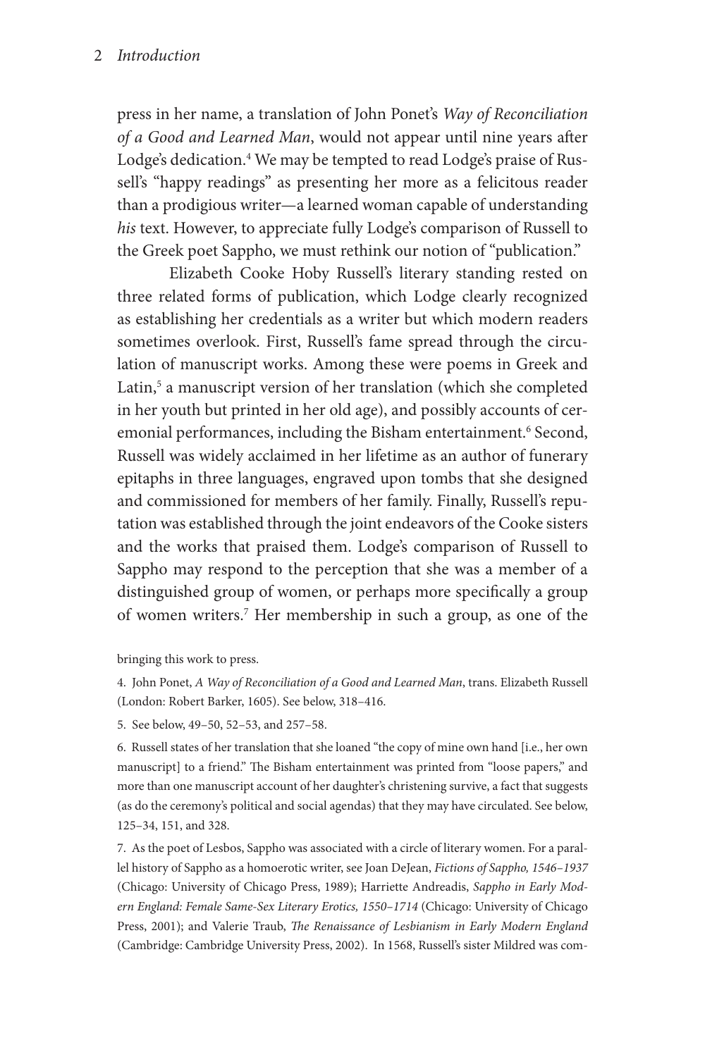press in her name, a translation of John Ponet's *Way of Reconciliation of a Good and Learned Man*, would not appear until nine years after Lodge's dedication.[4] We may be tempted to read Lodge's praise of Russell's "happy readings" as presenting her more as a felicitous reader than a prodigious writer—a learned woman capable of understanding *his* text. However, to appreciate fully Lodge's comparison of Russell to the Greek poet Sappho, we must rethink our notion of "publication."

Elizabeth Cooke Hoby Russell's literary standing rested on three related forms of publication, which Lodge clearly recognized as establishing her credentials as a writer but which modern readers sometimes overlook. First, Russell's fame spread through the circulation of manuscript works. Among these were poems in Greek and Latin,[5] a manuscript version of her translation (which she completed in her youth but printed in her old age), and possibly accounts of ceremonial performances, including the Bisham entertainment.[6] Second, Russell was widely acclaimed in her lifetime as an author of funerary epitaphs in three languages, engraved upon tombs that she designed and commissioned for members of her family. Finally, Russell's reputation was established through the joint endeavors of the Cooke sisters and the works that praised them. Lodge's comparison of Russell to Sappho may respond to the perception that she was a member of a distinguished group of women, or perhaps more specifically a group of women writers.[7] Her membership in such a group, as one of the

bringing this work to press.

4. John Ponet, *A Way of Reconciliation of a Good and Learned Man*, trans. Elizabeth Russell (London: Robert Barker, 1605). See below, 318–416.

5. See below, 49–50, 52–53, and 257–58.

6. Russell states of her translation that she loaned "the copy of mine own hand [i.e., her own manuscript] to a friend." The Bisham entertainment was printed from "loose papers," and more than one manuscript account of her daughter's christening survive, a fact that suggests (as do the ceremony's political and social agendas) that they may have circulated. See below, 125–34, 151, and 328.

7. As the poet of Lesbos, Sappho was associated with a circle of literary women. For a parallel history of Sappho as a homoerotic writer, see Joan DeJean, *Fictions of Sappho, 1546–1937* (Chicago: University of Chicago Press, 1989); Harriette Andreadis, *Sappho in Early Modern England: Female Same-Sex Literary Erotics, 1550–1714* (Chicago: University of Chicago Press, 2001); and Valerie Traub, *The Renaissance of Lesbianism in Early Modern England* (Cambridge: Cambridge University Press, 2002). In 1568, Russell's sister Mildred was com-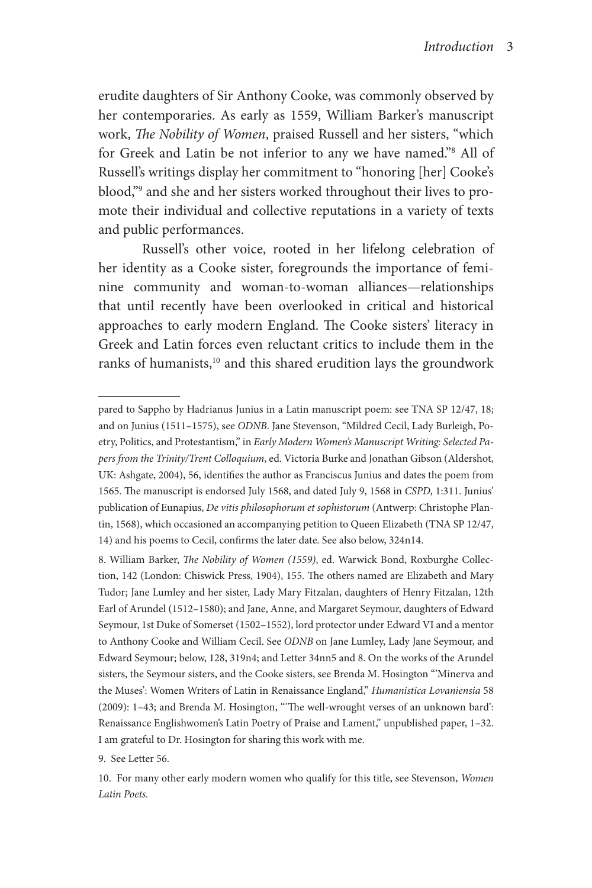erudite daughters of Sir Anthony Cooke, was commonly observed by her contemporaries. As early as 1559, William Barker's manuscript work, *The Nobility of Women*, praised Russell and her sisters, "which for Greek and Latin be not inferior to any we have named."[8] All of Russell's writings display her commitment to "honoring [her] Cooke's blood,"[9] and she and her sisters worked throughout their lives to promote their individual and collective reputations in a variety of texts and public performances.

Russell's other voice, rooted in her lifelong celebration of her identity as a Cooke sister, foregrounds the importance of feminine community and woman-to-woman alliances—relationships that until recently have been overlooked in critical and historical approaches to early modern England. The Cooke sisters' literacy in Greek and Latin forces even reluctant critics to include them in the ranks of humanists,[10] and this shared erudition lays the groundwork

---

pared to Sappho by Hadrianus Junius in a Latin manuscript poem: see TNA SP 12/47, 18; and on Junius (1511–1575), see *ODNB*. Jane Stevenson, "Mildred Cecil, Lady Burleigh, Poetry, Politics, and Protestantism," in *Early Modern Women's Manuscript Writing: Selected Papers from the Trinity/Trent Colloquium*, ed. Victoria Burke and Jonathan Gibson (Aldershot, UK: Ashgate, 2004), 56, identifies the author as Franciscus Junius and dates the poem from 1565. The manuscript is endorsed July 1568, and dated July 9, 1568 in *CSPD*, 1:311. Junius' publication of Eunapius, *De vitis philosophorum et sophistorum* (Antwerp: Christophe Plantin, 1568), which occasioned an accompanying petition to Queen Elizabeth (TNA SP 12/47, 14) and his poems to Cecil, confirms the later date. See also below, 324n14.

8. William Barker, *The Nobility of Women (1559)*, ed. Warwick Bond, Roxburghe Collection, 142 (London: Chiswick Press, 1904), 155. The others named are Elizabeth and Mary Tudor; Jane Lumley and her sister, Lady Mary Fitzalan, daughters of Henry Fitzalan, 12th Earl of Arundel (1512–1580); and Jane, Anne, and Margaret Seymour, daughters of Edward Seymour, 1st Duke of Somerset (1502–1552), lord protector under Edward VI and a mentor to Anthony Cooke and William Cecil. See *ODNB* on Jane Lumley, Lady Jane Seymour, and Edward Seymour; below, 128, 319n4; and Letter 34nn5 and 8. On the works of the Arundel sisters, the Seymour sisters, and the Cooke sisters, see Brenda M. Hosington "'Minerva and the Muses': Women Writers of Latin in Renaissance England," *Humanistica Lovaniensia* 58 (2009): 1–43; and Brenda M. Hosington, "'The well-wrought verses of an unknown bard': Renaissance Englishwomen's Latin Poetry of Praise and Lament," unpublished paper, 1–32. I am grateful to Dr. Hosington for sharing this work with me.

9. See Letter 56.

10. For many other early modern women who qualify for this title, see Stevenson, *Women Latin Poets.*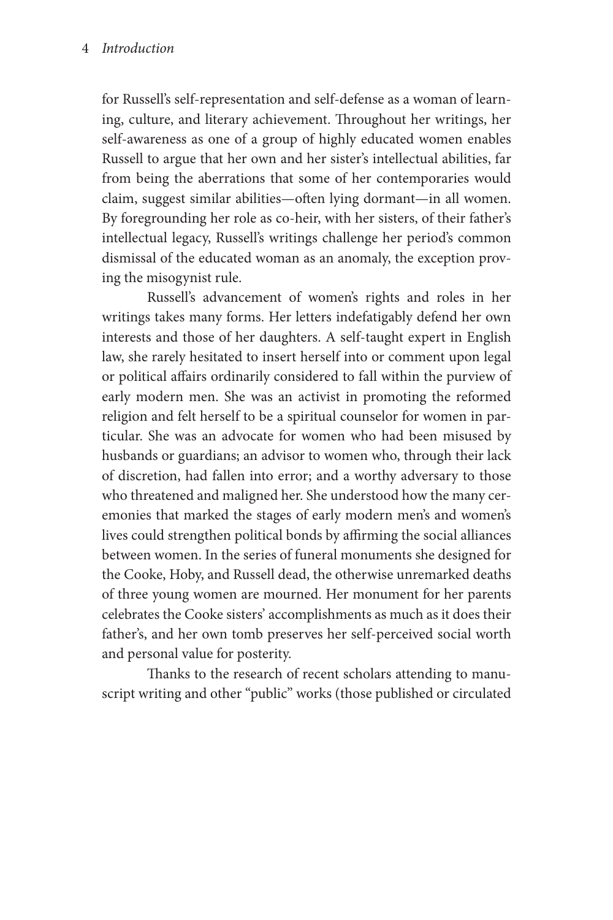for Russell's self-representation and self-defense as a woman of learning, culture, and literary achievement. Throughout her writings, her self-awareness as one of a group of highly educated women enables Russell to argue that her own and her sister's intellectual abilities, far from being the aberrations that some of her contemporaries would claim, suggest similar abilities—often lying dormant—in all women. By foregrounding her role as co-heir, with her sisters, of their father's intellectual legacy, Russell's writings challenge her period's common dismissal of the educated woman as an anomaly, the exception proving the misogynist rule.

Russell's advancement of women's rights and roles in her writings takes many forms. Her letters indefatigably defend her own interests and those of her daughters. A self-taught expert in English law, she rarely hesitated to insert herself into or comment upon legal or political affairs ordinarily considered to fall within the purview of early modern men. She was an activist in promoting the reformed religion and felt herself to be a spiritual counselor for women in particular. She was an advocate for women who had been misused by husbands or guardians; an advisor to women who, through their lack of discretion, had fallen into error; and a worthy adversary to those who threatened and maligned her. She understood how the many ceremonies that marked the stages of early modern men's and women's lives could strengthen political bonds by affirming the social alliances between women. In the series of funeral monuments she designed for the Cooke, Hoby, and Russell dead, the otherwise unremarked deaths of three young women are mourned. Her monument for her parents celebrates the Cooke sisters' accomplishments as much as it does their father's, and her own tomb preserves her self-perceived social worth and personal value for posterity.

Thanks to the research of recent scholars attending to manuscript writing and other "public" works (those published or circulated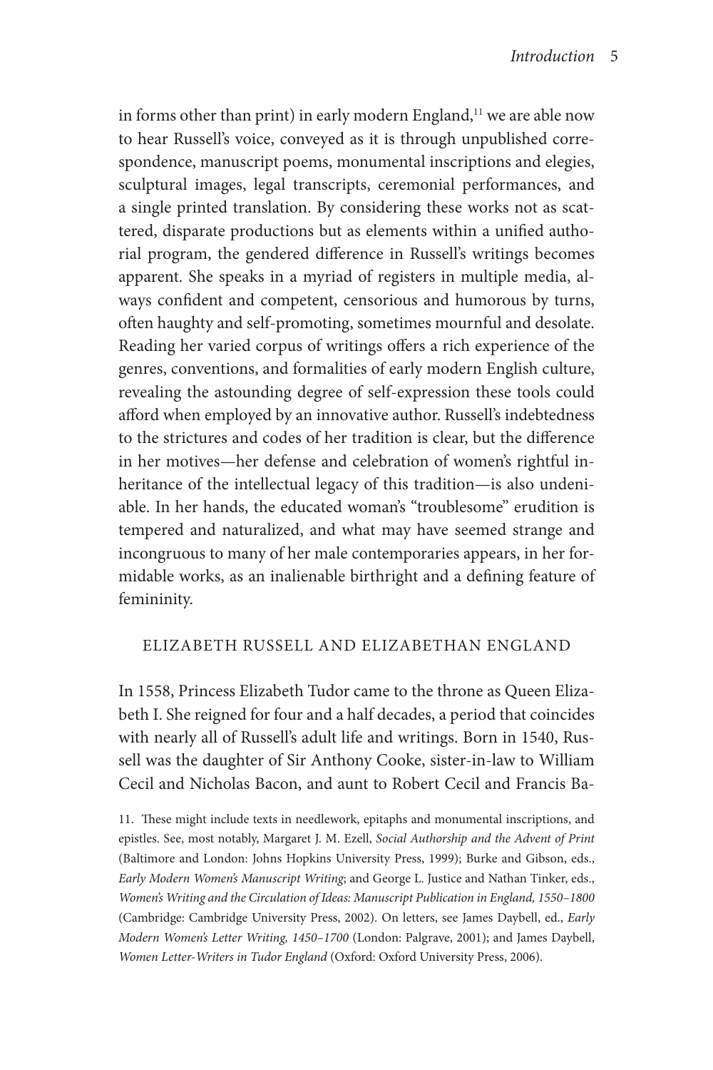in forms other than print) in early modern England,[11] we are able now to hear Russell's voice, conveyed as it is through unpublished correspondence, manuscript poems, monumental inscriptions and elegies, sculptural images, legal transcripts, ceremonial performances, and a single printed translation. By considering these works not as scattered, disparate productions but as elements within a unified authorial program, the gendered difference in Russell's writings becomes apparent. She speaks in a myriad of registers in multiple media, always confident and competent, censorious and humorous by turns, often haughty and self-promoting, sometimes mournful and desolate. Reading her varied corpus of writings offers a rich experience of the genres, conventions, and formalities of early modern English culture, revealing the astounding degree of self-expression these tools could afford when employed by an innovative author. Russell's indebtedness to the strictures and codes of her tradition is clear, but the difference in her motives—her defense and celebration of women's rightful inheritance of the intellectual legacy of this tradition—is also undeniable. In her hands, the educated woman's "troublesome" erudition is tempered and naturalized, and what may have seemed strange and incongruous to many of her male contemporaries appears, in her formidable works, as an inalienable birthright and a defining feature of femininity.

## ELIZABETH RUSSELL AND ELIZABETHAN ENGLAND

In 1558, Princess Elizabeth Tudor came to the throne as Queen Elizabeth I. She reigned for four and a half decades, a period that coincides with nearly all of Russell's adult life and writings. Born in 1540, Russell was the daughter of Sir Anthony Cooke, sister-in-law to William Cecil and Nicholas Bacon, and aunt to Robert Cecil and Francis Ba-

11. These might include texts in needlework, epitaphs and monumental inscriptions, and epistles. See, most notably, Margaret J. M. Ezell, *Social Authorship and the Advent of Print* (Baltimore and London: Johns Hopkins University Press, 1999); Burke and Gibson, eds., *Early Modern Women's Manuscript Writing*; and George L. Justice and Nathan Tinker, eds., *Women's Writing and the Circulation of Ideas: Manuscript Publication in England, 1550–1800* (Cambridge: Cambridge University Press, 2002). On letters, see James Daybell, ed., *Early Modern Women's Letter Writing, 1450–1700* (London: Palgrave, 2001); and James Daybell, *Women Letter-Writers in Tudor England* (Oxford: Oxford University Press, 2006).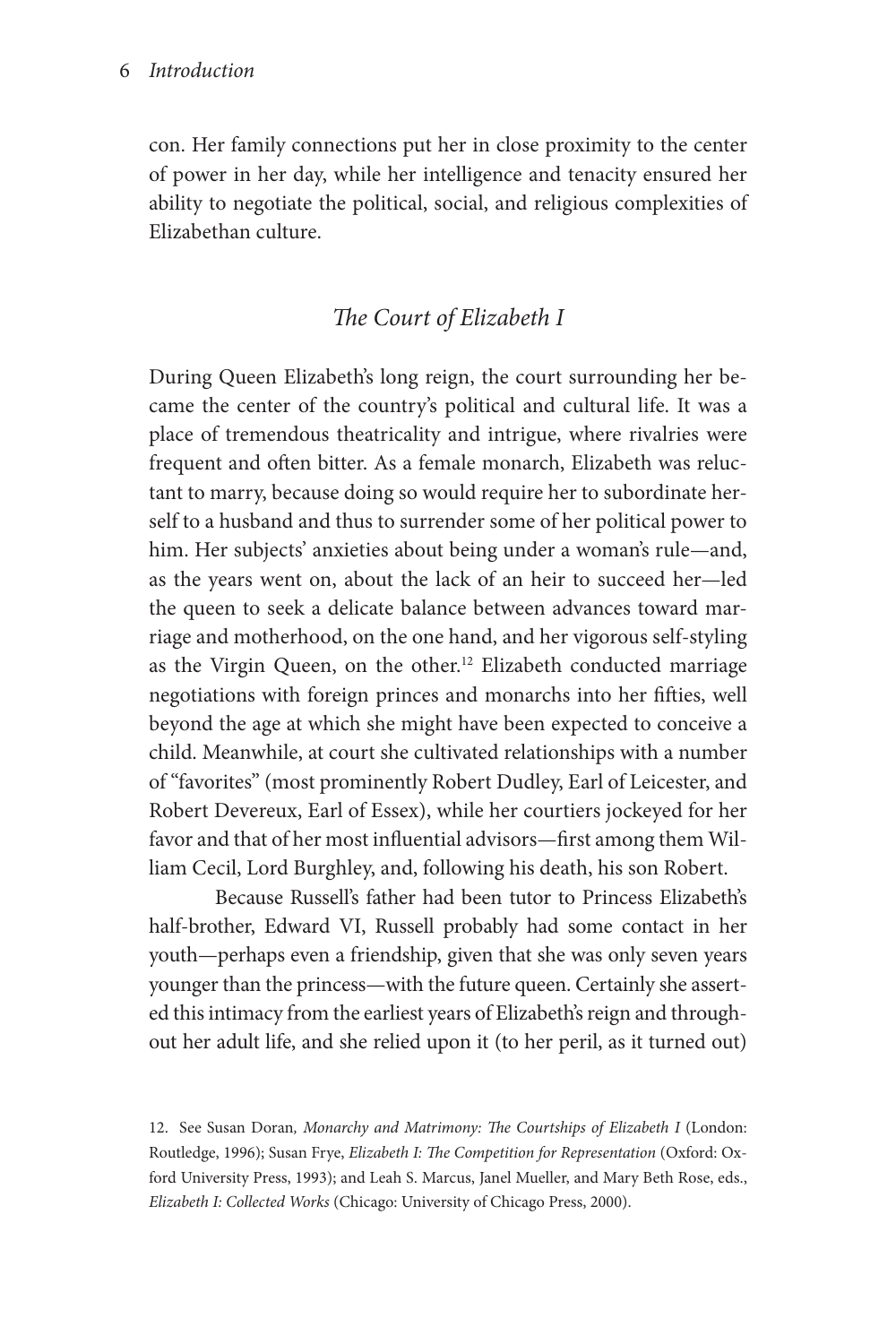con. Her family connections put her in close proximity to the center of power in her day, while her intelligence and tenacity ensured her ability to negotiate the political, social, and religious complexities of Elizabethan culture.

## *The Court of Elizabeth I*

During Queen Elizabeth's long reign, the court surrounding her became the center of the country's political and cultural life. It was a place of tremendous theatricality and intrigue, where rivalries were frequent and often bitter. As a female monarch, Elizabeth was reluctant to marry, because doing so would require her to subordinate herself to a husband and thus to surrender some of her political power to him. Her subjects' anxieties about being under a woman's rule—and, as the years went on, about the lack of an heir to succeed her—led the queen to seek a delicate balance between advances toward marriage and motherhood, on the one hand, and her vigorous self-styling as the Virgin Queen, on the other.[12] Elizabeth conducted marriage negotiations with foreign princes and monarchs into her fifties, well beyond the age at which she might have been expected to conceive a child. Meanwhile, at court she cultivated relationships with a number of "favorites" (most prominently Robert Dudley, Earl of Leicester, and Robert Devereux, Earl of Essex), while her courtiers jockeyed for her favor and that of her most influential advisors—first among them William Cecil, Lord Burghley, and, following his death, his son Robert.

Because Russell's father had been tutor to Princess Elizabeth's half-brother, Edward VI, Russell probably had some contact in her youth—perhaps even a friendship, given that she was only seven years younger than the princess—with the future queen. Certainly she asserted this intimacy from the earliest years of Elizabeth's reign and throughout her adult life, and she relied upon it (to her peril, as it turned out)

12. See Susan Doran, *Monarchy and Matrimony: The Courtships of Elizabeth I* (London: Routledge, 1996); Susan Frye, *Elizabeth I: The Competition for Representation* (Oxford: Oxford University Press, 1993); and Leah S. Marcus, Janel Mueller, and Mary Beth Rose, eds., *Elizabeth I: Collected Works* (Chicago: University of Chicago Press, 2000).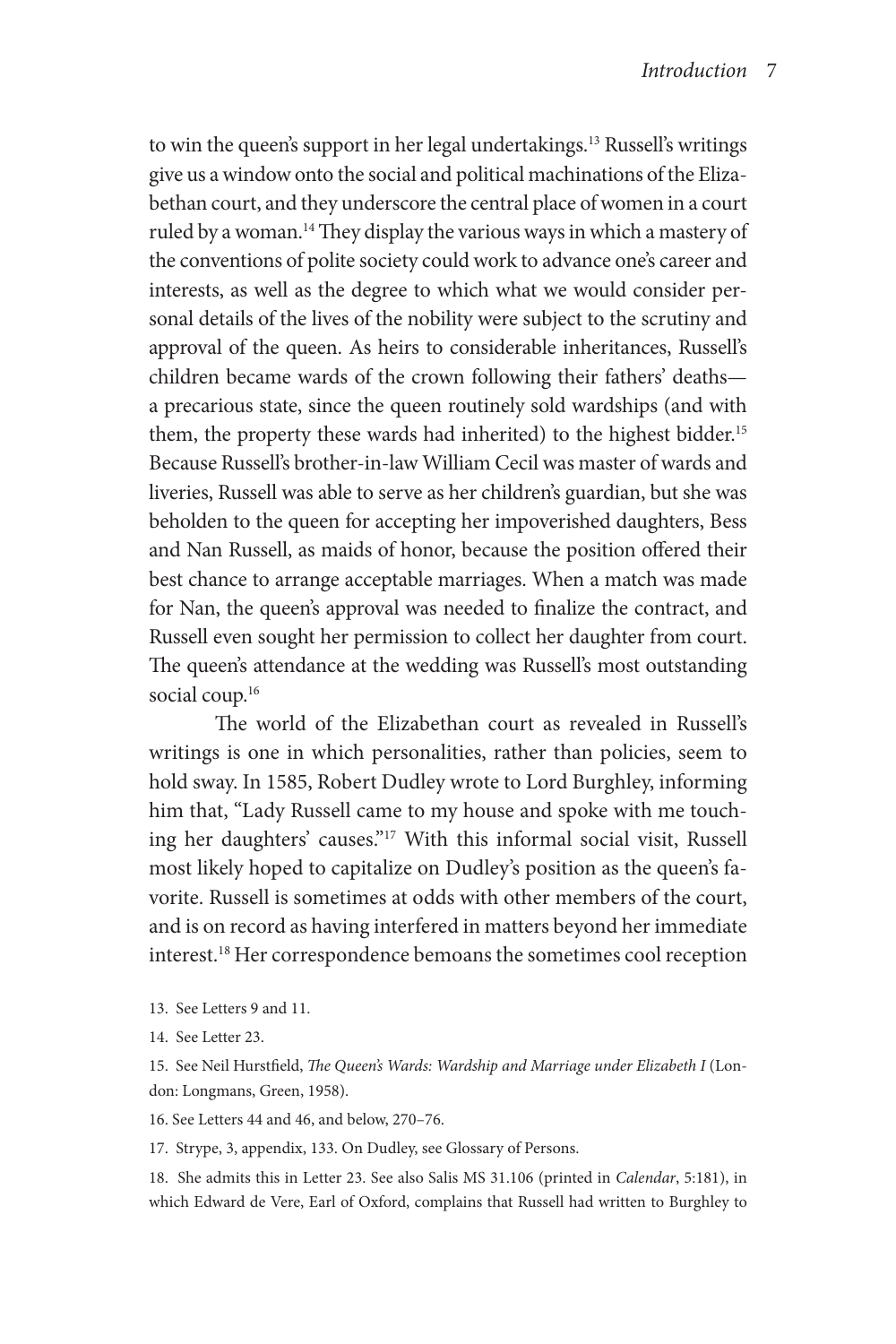to win the queen's support in her legal undertakings.[13] Russell's writings give us a window onto the social and political machinations of the Elizabethan court, and they underscore the central place of women in a court ruled by a woman.[14] They display the various ways in which a mastery of the conventions of polite society could work to advance one's career and interests, as well as the degree to which what we would consider personal details of the lives of the nobility were subject to the scrutiny and approval of the queen. As heirs to considerable inheritances, Russell's children became wards of the crown following their fathers' deaths—a precarious state, since the queen routinely sold wardships (and with them, the property these wards had inherited) to the highest bidder.[15] Because Russell's brother-in-law William Cecil was master of wards and liveries, Russell was able to serve as her children's guardian, but she was beholden to the queen for accepting her impoverished daughters, Bess and Nan Russell, as maids of honor, because the position offered their best chance to arrange acceptable marriages. When a match was made for Nan, the queen's approval was needed to finalize the contract, and Russell even sought her permission to collect her daughter from court. The queen's attendance at the wedding was Russell's most outstanding social coup.[16]

The world of the Elizabethan court as revealed in Russell's writings is one in which personalities, rather than policies, seem to hold sway. In 1585, Robert Dudley wrote to Lord Burghley, informing him that, "Lady Russell came to my house and spoke with me touching her daughters' causes."[17] With this informal social visit, Russell most likely hoped to capitalize on Dudley's position as the queen's favorite. Russell is sometimes at odds with other members of the court, and is on record as having interfered in matters beyond her immediate interest.[18] Her correspondence bemoans the sometimes cool reception

13. See Letters 9 and 11.

14. See Letter 23.

15. See Neil Hurstfield, *The Queen's Wards: Wardship and Marriage under Elizabeth I* (London: Longmans, Green, 1958).

16. See Letters 44 and 46, and below, 270–76.

17. Strype, 3, appendix, 133. On Dudley, see Glossary of Persons.

18. She admits this in Letter 23. See also Salis MS 31.106 (printed in *Calendar*, 5:181), in which Edward de Vere, Earl of Oxford, complains that Russell had written to Burghley to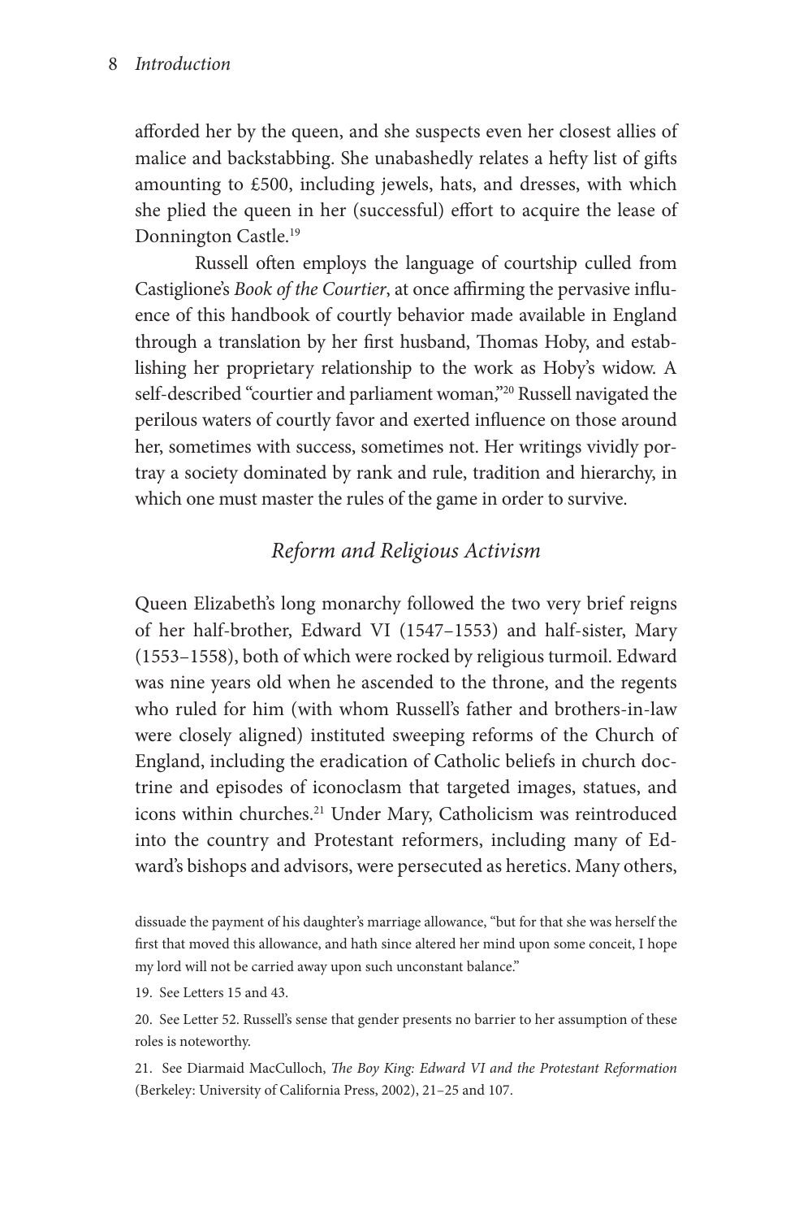afforded her by the queen, and she suspects even her closest allies of malice and backstabbing. She unabashedly relates a hefty list of gifts amounting to £500, including jewels, hats, and dresses, with which she plied the queen in her (successful) effort to acquire the lease of Donnington Castle.[19]

Russell often employs the language of courtship culled from Castiglione's *Book of the Courtier*, at once affirming the pervasive influence of this handbook of courtly behavior made available in England through a translation by her first husband, Thomas Hoby, and establishing her proprietary relationship to the work as Hoby's widow. A self-described "courtier and parliament woman,"[20] Russell navigated the perilous waters of courtly favor and exerted influence on those around her, sometimes with success, sometimes not. Her writings vividly portray a society dominated by rank and rule, tradition and hierarchy, in which one must master the rules of the game in order to survive.

## *Reform and Religious Activism*

Queen Elizabeth's long monarchy followed the two very brief reigns of her half-brother, Edward VI (1547–1553) and half-sister, Mary (1553–1558), both of which were rocked by religious turmoil. Edward was nine years old when he ascended to the throne, and the regents who ruled for him (with whom Russell's father and brothers-in-law were closely aligned) instituted sweeping reforms of the Church of England, including the eradication of Catholic beliefs in church doctrine and episodes of iconoclasm that targeted images, statues, and icons within churches.[21] Under Mary, Catholicism was reintroduced into the country and Protestant reformers, including many of Edward's bishops and advisors, were persecuted as heretics. Many others,

dissuade the payment of his daughter's marriage allowance, "but for that she was herself the first that moved this allowance, and hath since altered her mind upon some conceit, I hope my lord will not be carried away upon such unconstant balance."

19. See Letters 15 and 43.

20. See Letter 52. Russell's sense that gender presents no barrier to her assumption of these roles is noteworthy.

21. See Diarmaid MacCulloch, *The Boy King: Edward VI and the Protestant Reformation* (Berkeley: University of California Press, 2002), 21–25 and 107.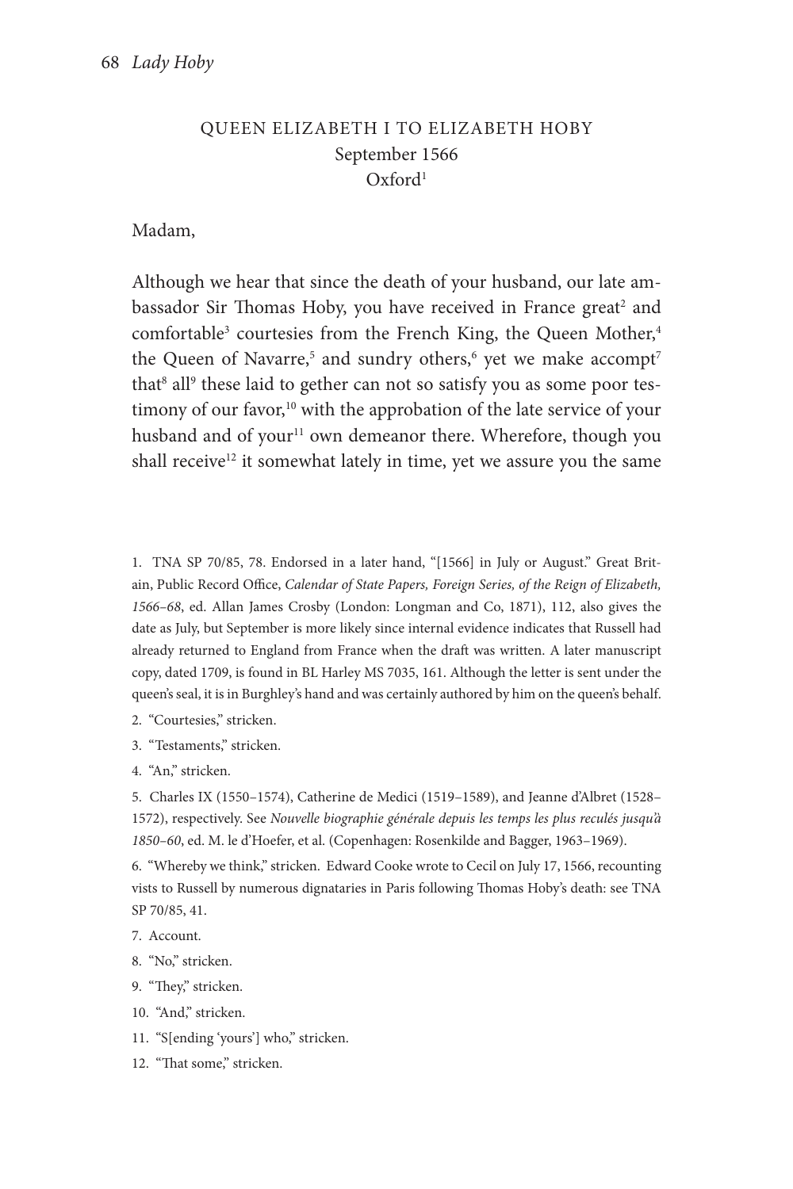## QUEEN ELIZABETH I TO ELIZABETH HOBY
September 1566
Oxford[1]

Madam,

Although we hear that since the death of your husband, our late ambassador Sir Thomas Hoby, you have received in France great[2] and comfortable[3] courtesies from the French King, the Queen Mother,[4] the Queen of Navarre,[5] and sundry others,[6] yet we make accompt[7] that[8] all[9] these laid to gether can not so satisfy you as some poor testimony of our favor,[10] with the approbation of the late service of your husband and of your[11] own demeanor there. Wherefore, though you shall receive[12] it somewhat lately in time, yet we assure you the same

1. TNA SP 70/85, 78. Endorsed in a later hand, "[1566] in July or August." Great Britain, Public Record Office, *Calendar of State Papers, Foreign Series, of the Reign of Elizabeth, 1566–68*, ed. Allan James Crosby (London: Longman and Co, 1871), 112, also gives the date as July, but September is more likely since internal evidence indicates that Russell had already returned to England from France when the draft was written. A later manuscript copy, dated 1709, is found in BL Harley MS 7035, 161. Although the letter is sent under the queen's seal, it is in Burghley's hand and was certainly authored by him on the queen's behalf.

2. "Courtesies," stricken.

3. "Testaments," stricken.

4. "An," stricken.

5. Charles IX (1550–1574), Catherine de Medici (1519–1589), and Jeanne d'Albret (1528–1572), respectively. See *Nouvelle biographie générale depuis les temps les plus reculés jusqu'à 1850–60*, ed. M. le d'Hoefer, et al. (Copenhagen: Rosenkilde and Bagger, 1963–1969).

6. "Whereby we think," stricken. Edward Cooke wrote to Cecil on July 17, 1566, recounting vists to Russell by numerous dignataries in Paris following Thomas Hoby's death: see TNA SP 70/85, 41.

7. Account.

8. "No," stricken.

9. "They," stricken.

10. "And," stricken.

11. "S[ending 'yours'] who," stricken.

12. "That some," stricken.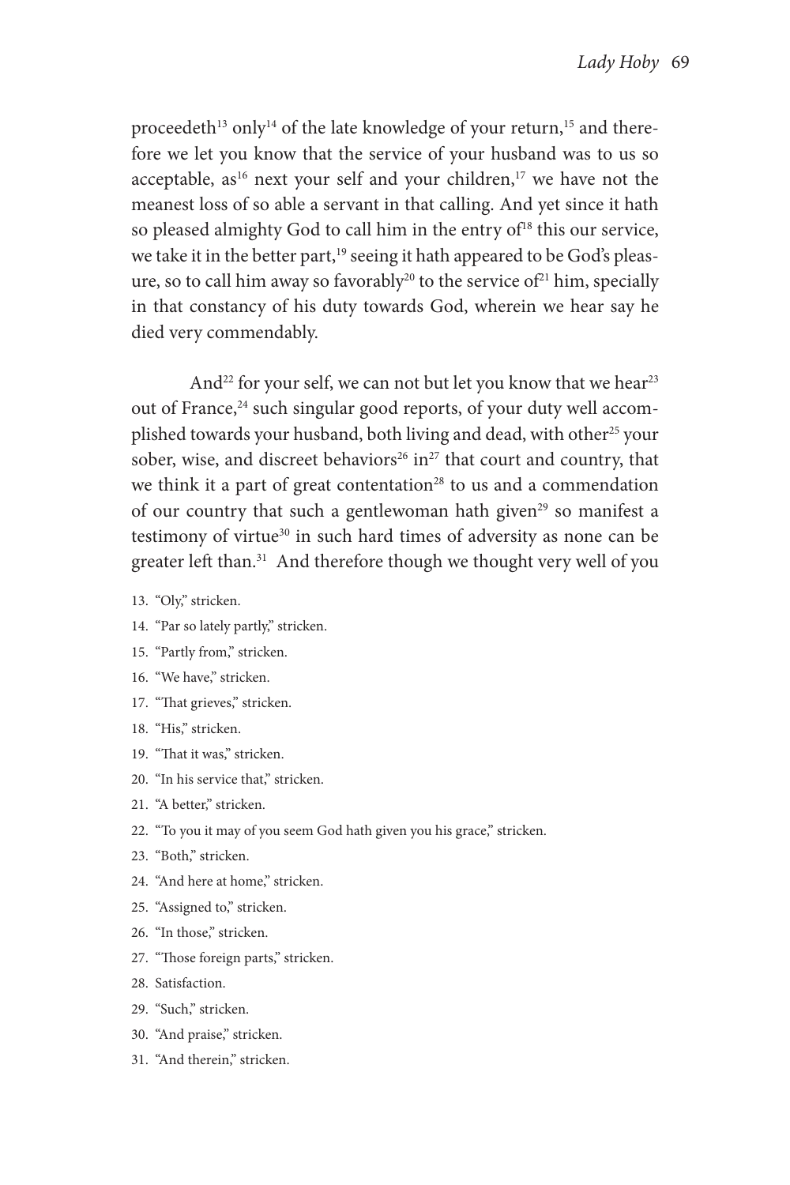proceedeth[13] only[14] of the late knowledge of your return,[15] and therefore we let you know that the service of your husband was to us so acceptable, as[16] next your self and your children,[17] we have not the meanest loss of so able a servant in that calling. And yet since it hath so pleased almighty God to call him in the entry of[18] this our service, we take it in the better part,[19] seeing it hath appeared to be God's pleasure, so to call him away so favorably[20] to the service of[21] him, specially in that constancy of his duty towards God, wherein we hear say he died very commendably.

And[22] for your self, we can not but let you know that we hear[23] out of France,[24] such singular good reports, of your duty well accomplished towards your husband, both living and dead, with other[25] your sober, wise, and discreet behaviors[26] in[27] that court and country, that we think it a part of great contentation[28] to us and a commendation of our country that such a gentlewoman hath given[29] so manifest a testimony of virtue[30] in such hard times of adversity as none can be greater left than.[31] And therefore though we thought very well of you

13. "Oly," stricken.
14. "Par so lately partly," stricken.
15. "Partly from," stricken.
16. "We have," stricken.
17. "That grieves," stricken.
18. "His," stricken.
19. "That it was," stricken.
20. "In his service that," stricken.
21. "A better," stricken.
22. "To you it may of you seem God hath given you his grace," stricken.
23. "Both," stricken.
24. "And here at home," stricken.
25. "Assigned to," stricken.
26. "In those," stricken.
27. "Those foreign parts," stricken.
28. Satisfaction.
29. "Such," stricken.
30. "And praise," stricken.
31. "And therein," stricken.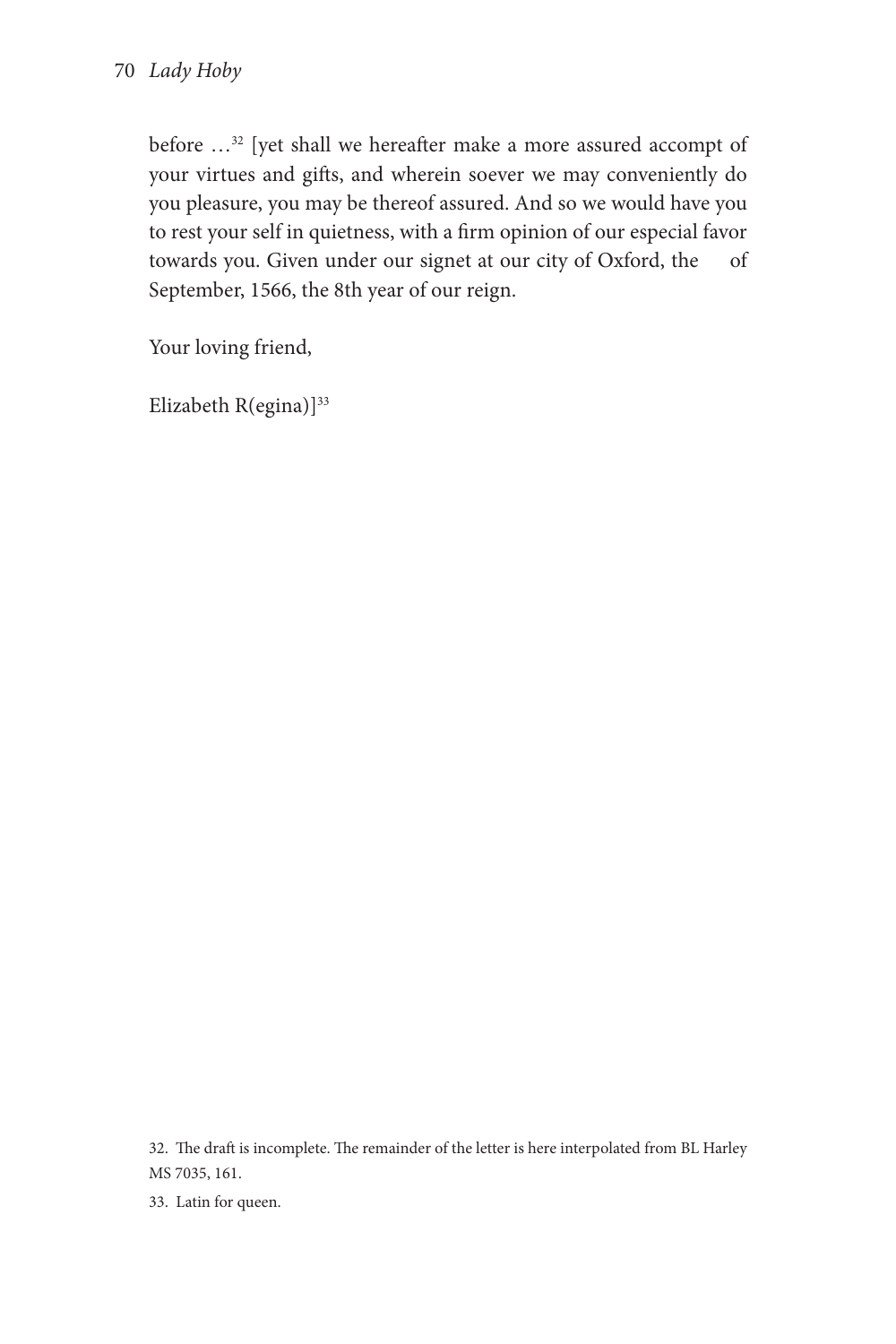before …[32] [yet shall we hereafter make a more assured accompt of your virtues and gifts, and wherein soever we may conveniently do you pleasure, you may be thereof assured. And so we would have you to rest your self in quietness, with a firm opinion of our especial favor towards you. Given under our signet at our city of Oxford, the    of September, 1566, the 8th year of our reign.

Your loving friend,

Elizabeth R(egina)][33]

---

32. The draft is incomplete. The remainder of the letter is here interpolated from BL Harley MS 7035, 161.

33. Latin for queen.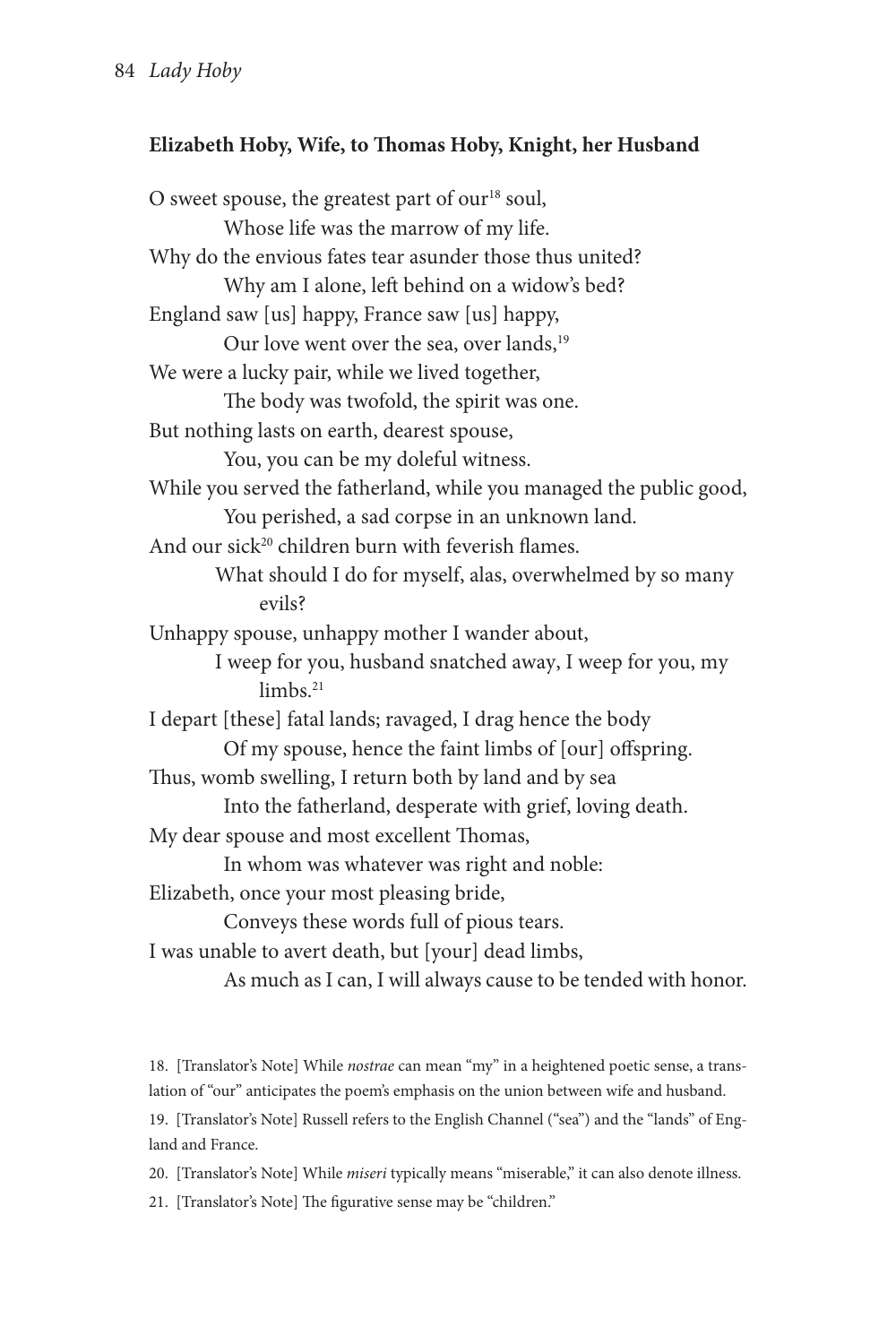### Elizabeth Hoby, Wife, to Thomas Hoby, Knight, her Husband

O sweet spouse, the greatest part of our[18] soul,
Whose life was the marrow of my life.
Why do the envious fates tear asunder those thus united?
Why am I alone, left behind on a widow's bed?
England saw [us] happy, France saw [us] happy,
Our love went over the sea, over lands,[19]
We were a lucky pair, while we lived together,
The body was twofold, the spirit was one.
But nothing lasts on earth, dearest spouse,
You, you can be my doleful witness.
While you served the fatherland, while you managed the public good,
You perished, a sad corpse in an unknown land.
And our sick[20] children burn with feverish flames.
What should I do for myself, alas, overwhelmed by so many evils?
Unhappy spouse, unhappy mother I wander about,
I weep for you, husband snatched away, I weep for you, my limbs.[21]
I depart [these] fatal lands; ravaged, I drag hence the body
Of my spouse, hence the faint limbs of [our] offspring.
Thus, womb swelling, I return both by land and by sea
Into the fatherland, desperate with grief, loving death.
My dear spouse and most excellent Thomas,
In whom was whatever was right and noble:
Elizabeth, once your most pleasing bride,
Conveys these words full of pious tears.
I was unable to avert death, but [your] dead limbs,
As much as I can, I will always cause to be tended with honor.

18. [Translator's Note] While *nostrae* can mean "my" in a heightened poetic sense, a translation of "our" anticipates the poem's emphasis on the union between wife and husband.

19. [Translator's Note] Russell refers to the English Channel ("sea") and the "lands" of England and France.

20. [Translator's Note] While *miseri* typically means "miserable," it can also denote illness.

21. [Translator's Note] The figurative sense may be "children."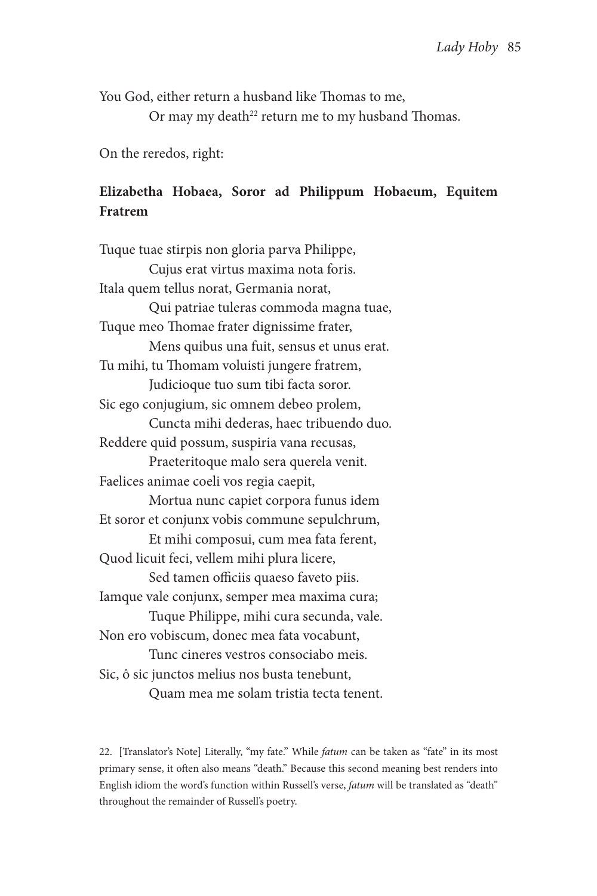You God, either return a husband like Thomas to me,
    Or may my death[22] return me to my husband Thomas.

On the reredos, right:

**Elizabetha Hobaea, Soror ad Philippum Hobaeum, Equitem Fratrem**

Tuque tuae stirpis non gloria parva Philippe,
    Cujus erat virtus maxima nota foris.
Itala quem tellus norat, Germania norat,
    Qui patriae tuleras commoda magna tuae,
Tuque meo Thomae frater dignissime frater,
    Mens quibus una fuit, sensus et unus erat.
Tu mihi, tu Thomam voluisti jungere fratrem,
    Judicioque tuo sum tibi facta soror.
Sic ego conjugium, sic omnem debeo prolem,
    Cuncta mihi dederas, haec tribuendo duo.
Reddere quid possum, suspiria vana recusas,
    Praeteritoque malo sera querela venit.
Faelices animae coeli vos regia caepit,
    Mortua nunc capiet corpora funus idem
Et soror et conjunx vobis commune sepulchrum,
    Et mihi composui, cum mea fata ferent,
Quod licuit feci, vellem mihi plura licere,
    Sed tamen officiis quaeso faveto piis.
Iamque vale conjunx, semper mea maxima cura;
    Tuque Philippe, mihi cura secunda, vale.
Non ero vobiscum, donec mea fata vocabunt,
    Tunc cineres vestros consociabo meis.
Sic, ô sic junctos melius nos busta tenebunt,
    Quam mea me solam tristia tecta tenent.

22. [Translator's Note] Literally, "my fate." While *fatum* can be taken as "fate" in its most primary sense, it often also means "death." Because this second meaning best renders into English idiom the word's function within Russell's verse, *fatum* will be translated as "death" throughout the remainder of Russell's poetry.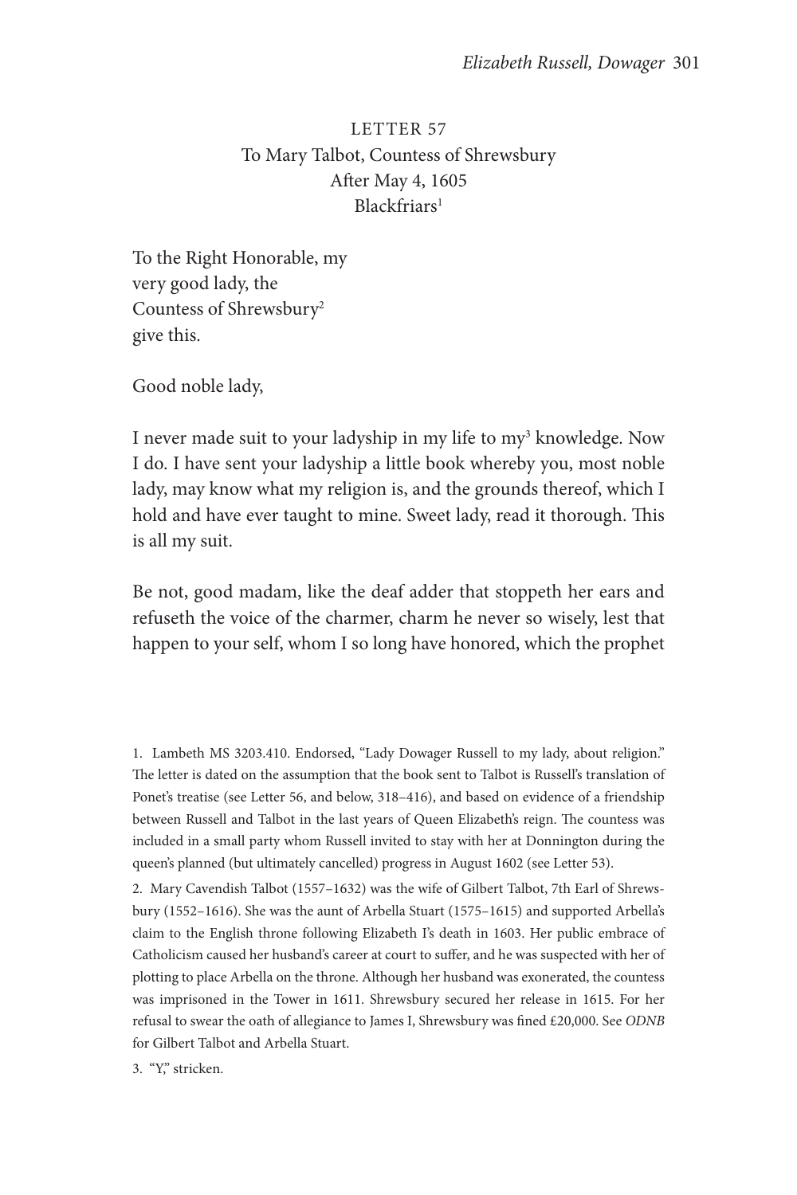## LETTER 57

To Mary Talbot, Countess of Shrewsbury
After May 4, 1605
Blackfriars[1]

To the Right Honorable, my
very good lady, the
Countess of Shrewsbury[2]
give this.

Good noble lady,

I never made suit to your ladyship in my life to my[3] knowledge. Now I do. I have sent your ladyship a little book whereby you, most noble lady, may know what my religion is, and the grounds thereof, which I hold and have ever taught to mine. Sweet lady, read it thorough. This is all my suit.

Be not, good madam, like the deaf adder that stoppeth her ears and refuseth the voice of the charmer, charm he never so wisely, lest that happen to your self, whom I so long have honored, which the prophet

---

1. Lambeth MS 3203.410. Endorsed, "Lady Dowager Russell to my lady, about religion." The letter is dated on the assumption that the book sent to Talbot is Russell's translation of Ponet's treatise (see Letter 56, and below, 318–416), and based on evidence of a friendship between Russell and Talbot in the last years of Queen Elizabeth's reign. The countess was included in a small party whom Russell invited to stay with her at Donnington during the queen's planned (but ultimately cancelled) progress in August 1602 (see Letter 53).

2. Mary Cavendish Talbot (1557–1632) was the wife of Gilbert Talbot, 7th Earl of Shrewsbury (1552–1616). She was the aunt of Arbella Stuart (1575–1615) and supported Arbella's claim to the English throne following Elizabeth I's death in 1603. Her public embrace of Catholicism caused her husband's career at court to suffer, and he was suspected with her of plotting to place Arbella on the throne. Although her husband was exonerated, the countess was imprisoned in the Tower in 1611. Shrewsbury secured her release in 1615. For her refusal to swear the oath of allegiance to James I, Shrewsbury was fined £20,000. See *ODNB* for Gilbert Talbot and Arbella Stuart.

3. "Y," stricken.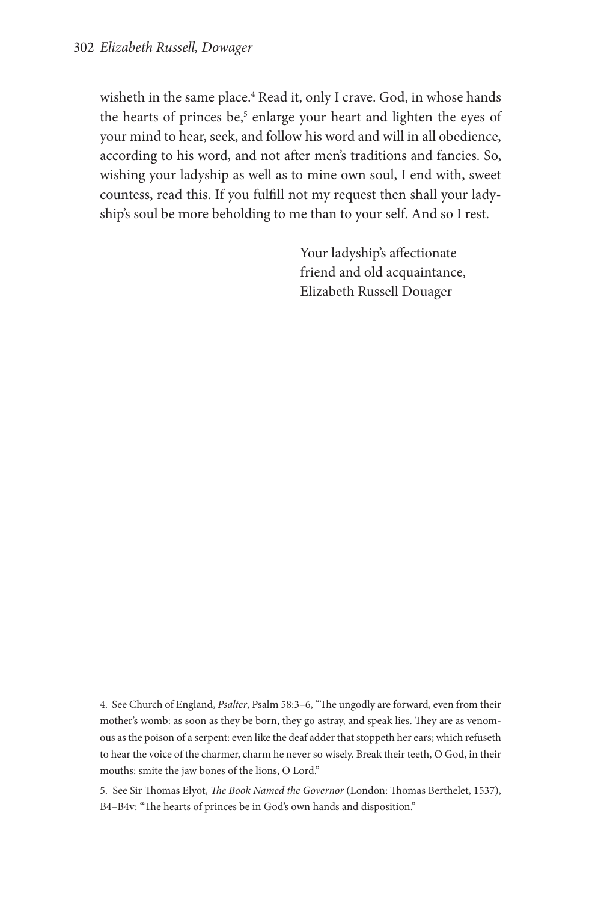wisheth in the same place.[4] Read it, only I crave. God, in whose hands the hearts of princes be,[5] enlarge your heart and lighten the eyes of your mind to hear, seek, and follow his word and will in all obedience, according to his word, and not after men's traditions and fancies. So, wishing your ladyship as well as to mine own soul, I end with, sweet countess, read this. If you fulfill not my request then shall your ladyship's soul be more beholding to me than to your self. And so I rest.

Your ladyship's affectionate
friend and old acquaintance,
Elizabeth Russell Douager

4. See Church of England, *Psalter*, Psalm 58:3–6, "The ungodly are forward, even from their mother's womb: as soon as they be born, they go astray, and speak lies. They are as venomous as the poison of a serpent: even like the deaf adder that stoppeth her ears; which refuseth to hear the voice of the charmer, charm he never so wisely. Break their teeth, O God, in their mouths: smite the jaw bones of the lions, O Lord."

5. See Sir Thomas Elyot, *The Book Named the Governor* (London: Thomas Berthelet, 1537), B4–B4v: "The hearts of princes be in God's own hands and disposition."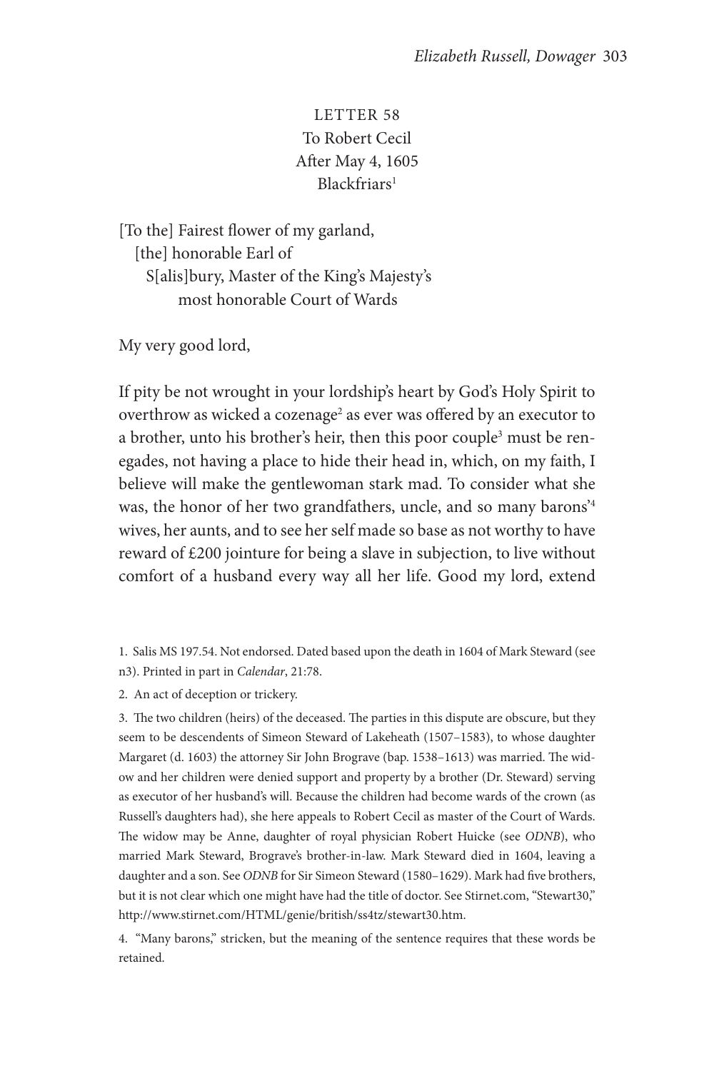LETTER 58
To Robert Cecil
After May 4, 1605
Blackfriars[1]

[To the] Fairest flower of my garland,
[the] honorable Earl of
S[alis]bury, Master of the King's Majesty's
most honorable Court of Wards

My very good lord,

If pity be not wrought in your lordship's heart by God's Holy Spirit to overthrow as wicked a cozenage[2] as ever was offered by an executor to a brother, unto his brother's heir, then this poor couple[3] must be renegades, not having a place to hide their head in, which, on my faith, I believe will make the gentlewoman stark mad. To consider what she was, the honor of her two grandfathers, uncle, and so many barons'[4] wives, her aunts, and to see her self made so base as not worthy to have reward of £200 jointure for being a slave in subjection, to live without comfort of a husband every way all her life. Good my lord, extend

1. Salis MS 197.54. Not endorsed. Dated based upon the death in 1604 of Mark Steward (see n3). Printed in part in *Calendar*, 21:78.

2. An act of deception or trickery.

3. The two children (heirs) of the deceased. The parties in this dispute are obscure, but they seem to be descendents of Simeon Steward of Lakeheath (1507–1583), to whose daughter Margaret (d. 1603) the attorney Sir John Brograve (bap. 1538–1613) was married. The widow and her children were denied support and property by a brother (Dr. Steward) serving as executor of her husband's will. Because the children had become wards of the crown (as Russell's daughters had), she here appeals to Robert Cecil as master of the Court of Wards. The widow may be Anne, daughter of royal physician Robert Huicke (see *ODNB*), who married Mark Steward, Brograve's brother-in-law. Mark Steward died in 1604, leaving a daughter and a son. See *ODNB* for Sir Simeon Steward (1580–1629). Mark had five brothers, but it is not clear which one might have had the title of doctor. See Stirnet.com, "Stewart30," http://www.stirnet.com/HTML/genie/british/ss4tz/stewart30.htm.

4. "Many barons," stricken, but the meaning of the sentence requires that these words be retained.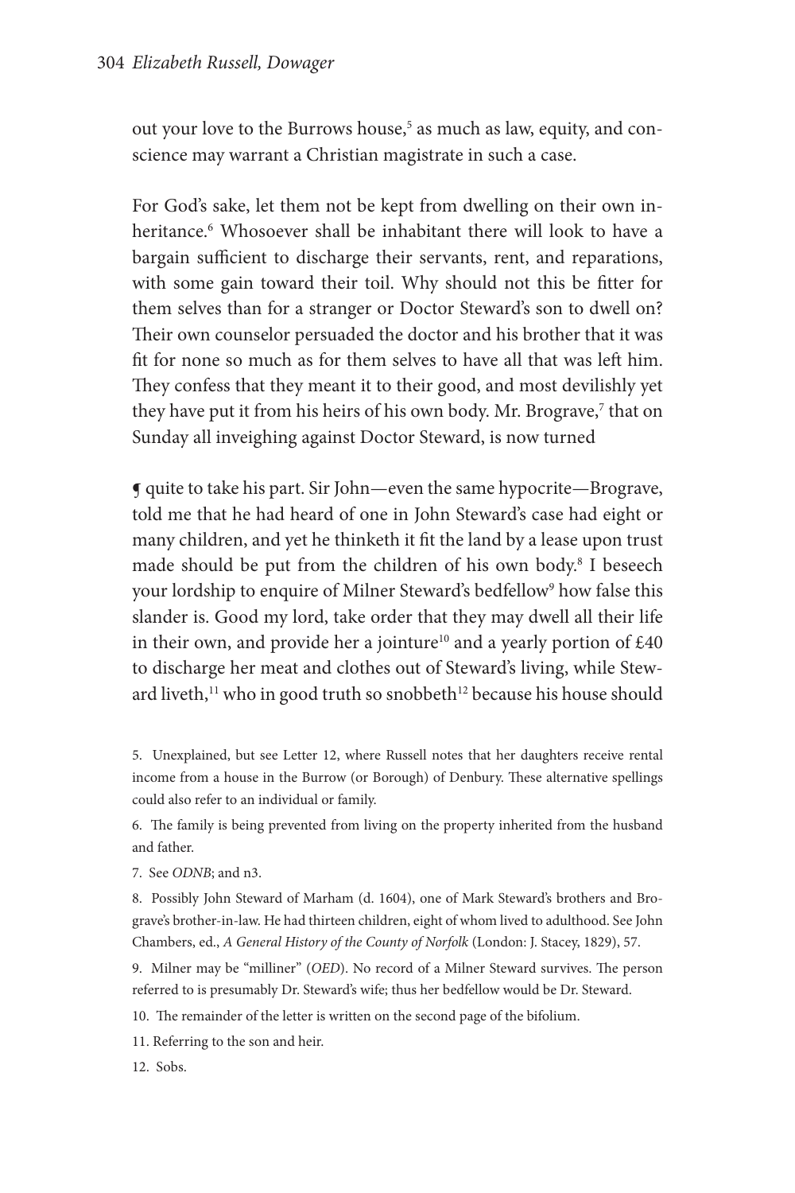out your love to the Burrows house,[5] as much as law, equity, and conscience may warrant a Christian magistrate in such a case.

For God's sake, let them not be kept from dwelling on their own inheritance.[6] Whosoever shall be inhabitant there will look to have a bargain sufficient to discharge their servants, rent, and reparations, with some gain toward their toil. Why should not this be fitter for them selves than for a stranger or Doctor Steward's son to dwell on? Their own counselor persuaded the doctor and his brother that it was fit for none so much as for them selves to have all that was left him. They confess that they meant it to their good, and most devilishly yet they have put it from his heirs of his own body. Mr. Brograve,[7] that on Sunday all inveighing against Doctor Steward, is now turned

¶ quite to take his part. Sir John—even the same hypocrite—Brograve, told me that he had heard of one in John Steward's case had eight or many children, and yet he thinketh it fit the land by a lease upon trust made should be put from the children of his own body.[8] I beseech your lordship to enquire of Milner Steward's bedfellow[9] how false this slander is. Good my lord, take order that they may dwell all their life in their own, and provide her a jointure[10] and a yearly portion of £40 to discharge her meat and clothes out of Steward's living, while Steward liveth,[11] who in good truth so snobbeth[12] because his house should

5. Unexplained, but see Letter 12, where Russell notes that her daughters receive rental income from a house in the Burrow (or Borough) of Denbury. These alternative spellings could also refer to an individual or family.

6. The family is being prevented from living on the property inherited from the husband and father.

7. See *ODNB*; and n3.

8. Possibly John Steward of Marham (d. 1604), one of Mark Steward's brothers and Brograve's brother-in-law. He had thirteen children, eight of whom lived to adulthood. See John Chambers, ed., *A General History of the County of Norfolk* (London: J. Stacey, 1829), 57.

9. Milner may be "milliner" (*OED*). No record of a Milner Steward survives. The person referred to is presumably Dr. Steward's wife; thus her bedfellow would be Dr. Steward.

10. The remainder of the letter is written on the second page of the bifolium.

11. Referring to the son and heir.

12. Sobs.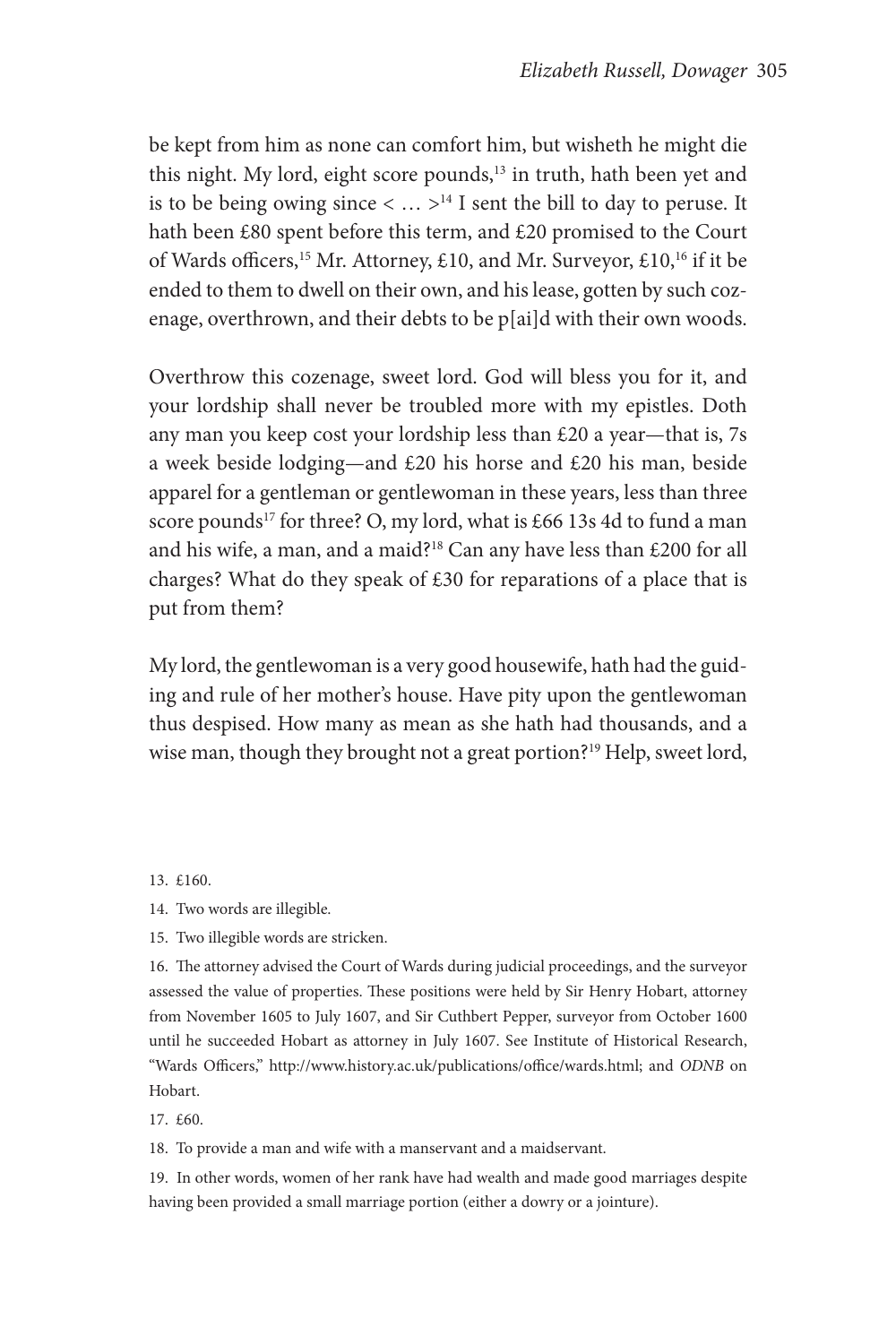be kept from him as none can comfort him, but wisheth he might die this night. My lord, eight score pounds,[13] in truth, hath been yet and is to be being owing since < … >[14] I sent the bill to day to peruse. It hath been £80 spent before this term, and £20 promised to the Court of Wards officers,[15] Mr. Attorney, £10, and Mr. Surveyor, £10,[16] if it be ended to them to dwell on their own, and his lease, gotten by such cozenage, overthrown, and their debts to be p[ai]d with their own woods.

Overthrow this cozenage, sweet lord. God will bless you for it, and your lordship shall never be troubled more with my epistles. Doth any man you keep cost your lordship less than £20 a year—that is, 7s a week beside lodging—and £20 his horse and £20 his man, beside apparel for a gentleman or gentlewoman in these years, less than three score pounds[17] for three? O, my lord, what is £66 13s 4d to fund a man and his wife, a man, and a maid?[18] Can any have less than £200 for all charges? What do they speak of £30 for reparations of a place that is put from them?

My lord, the gentlewoman is a very good housewife, hath had the guiding and rule of her mother's house. Have pity upon the gentlewoman thus despised. How many as mean as she hath had thousands, and a wise man, though they brought not a great portion?[19] Help, sweet lord,

13. £160.

14. Two words are illegible.

15. Two illegible words are stricken.

16. The attorney advised the Court of Wards during judicial proceedings, and the surveyor assessed the value of properties. These positions were held by Sir Henry Hobart, attorney from November 1605 to July 1607, and Sir Cuthbert Pepper, surveyor from October 1600 until he succeeded Hobart as attorney in July 1607. See Institute of Historical Research, "Wards Officers," http://www.history.ac.uk/publications/office/wards.html; and *ODNB* on Hobart.

17. £60.

18. To provide a man and wife with a manservant and a maidservant.

19. In other words, women of her rank have had wealth and made good marriages despite having been provided a small marriage portion (either a dowry or a jointure).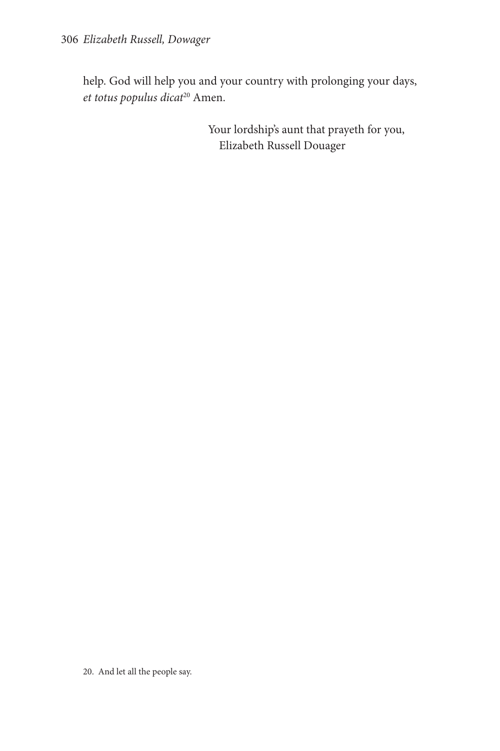help. God will help you and your country with prolonging your days, *et totus populus dicat*[20] Amen.

Your lordship's aunt that prayeth for you,
Elizabeth Russell Douager

20. And let all the people say.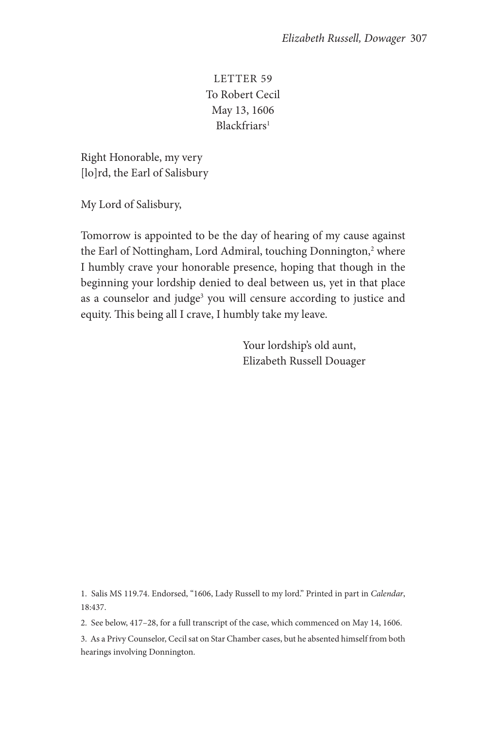LETTER 59
To Robert Cecil
May 13, 1606
Blackfriars[1]

Right Honorable, my very
[lo]rd, the Earl of Salisbury

My Lord of Salisbury,

Tomorrow is appointed to be the day of hearing of my cause against the Earl of Nottingham, Lord Admiral, touching Donnington,[2] where I humbly crave your honorable presence, hoping that though in the beginning your lordship denied to deal between us, yet in that place as a counselor and judge[3] you will censure according to justice and equity. This being all I crave, I humbly take my leave.

Your lordship's old aunt,
Elizabeth Russell Douager

1. Salis MS 119.74. Endorsed, "1606, Lady Russell to my lord." Printed in part in *Calendar*, 18:437.

2. See below, 417–28, for a full transcript of the case, which commenced on May 14, 1606.

3. As a Privy Counselor, Cecil sat on Star Chamber cases, but he absented himself from both hearings involving Donnington.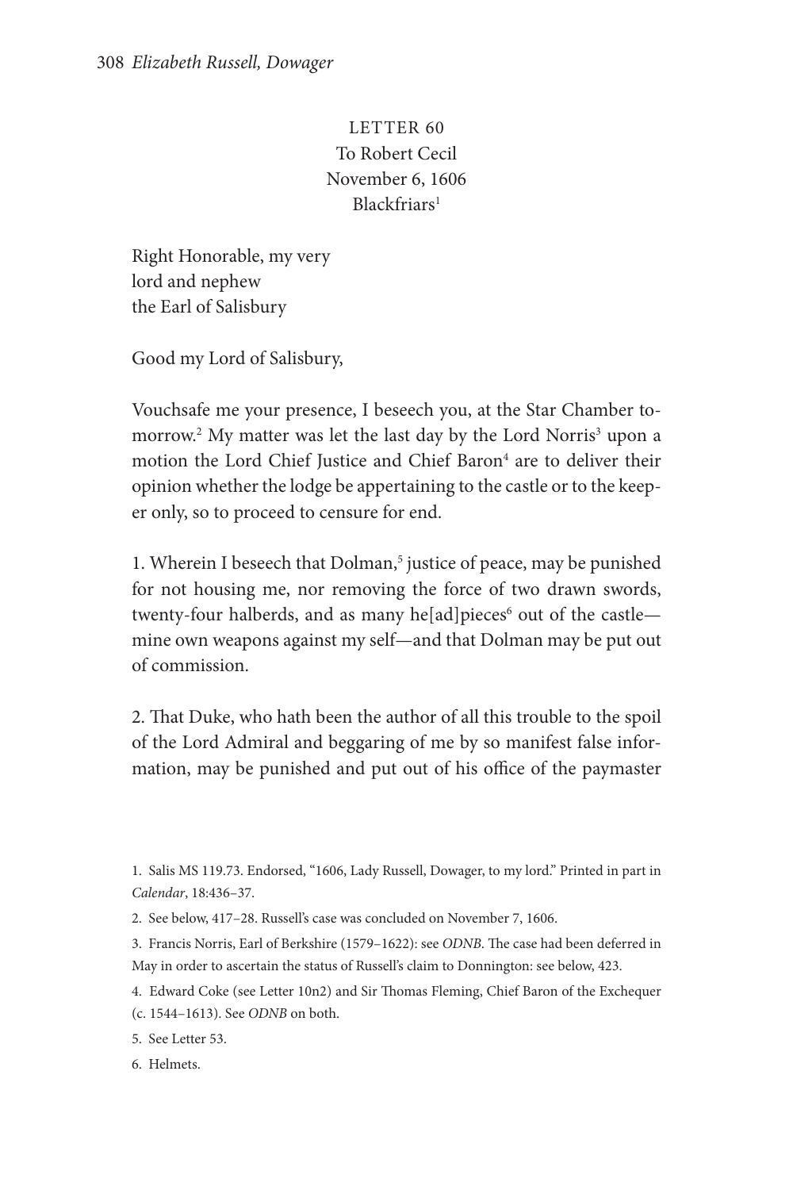LETTER 60
To Robert Cecil
November 6, 1606
Blackfriars[1]

Right Honorable, my very
lord and nephew
the Earl of Salisbury

Good my Lord of Salisbury,

Vouchsafe me your presence, I beseech you, at the Star Chamber tomorrow.[2] My matter was let the last day by the Lord Norris[3] upon a motion the Lord Chief Justice and Chief Baron[4] are to deliver their opinion whether the lodge be appertaining to the castle or to the keeper only, so to proceed to censure for end.

1. Wherein I beseech that Dolman,[5] justice of peace, may be punished for not housing me, nor removing the force of two drawn swords, twenty-four halberds, and as many he[ad]pieces[6] out of the castle—mine own weapons against my self—and that Dolman may be put out of commission.

2. That Duke, who hath been the author of all this trouble to the spoil of the Lord Admiral and beggaring of me by so manifest false information, may be punished and put out of his office of the paymaster

1. Salis MS 119.73. Endorsed, "1606, Lady Russell, Dowager, to my lord." Printed in part in *Calendar*, 18:436–37.

2. See below, 417–28. Russell's case was concluded on November 7, 1606.

3. Francis Norris, Earl of Berkshire (1579–1622): see *ODNB*. The case had been deferred in May in order to ascertain the status of Russell's claim to Donnington: see below, 423.

4. Edward Coke (see Letter 10n2) and Sir Thomas Fleming, Chief Baron of the Exchequer (c. 1544–1613). See *ODNB* on both.

5. See Letter 53.

6. Helmets.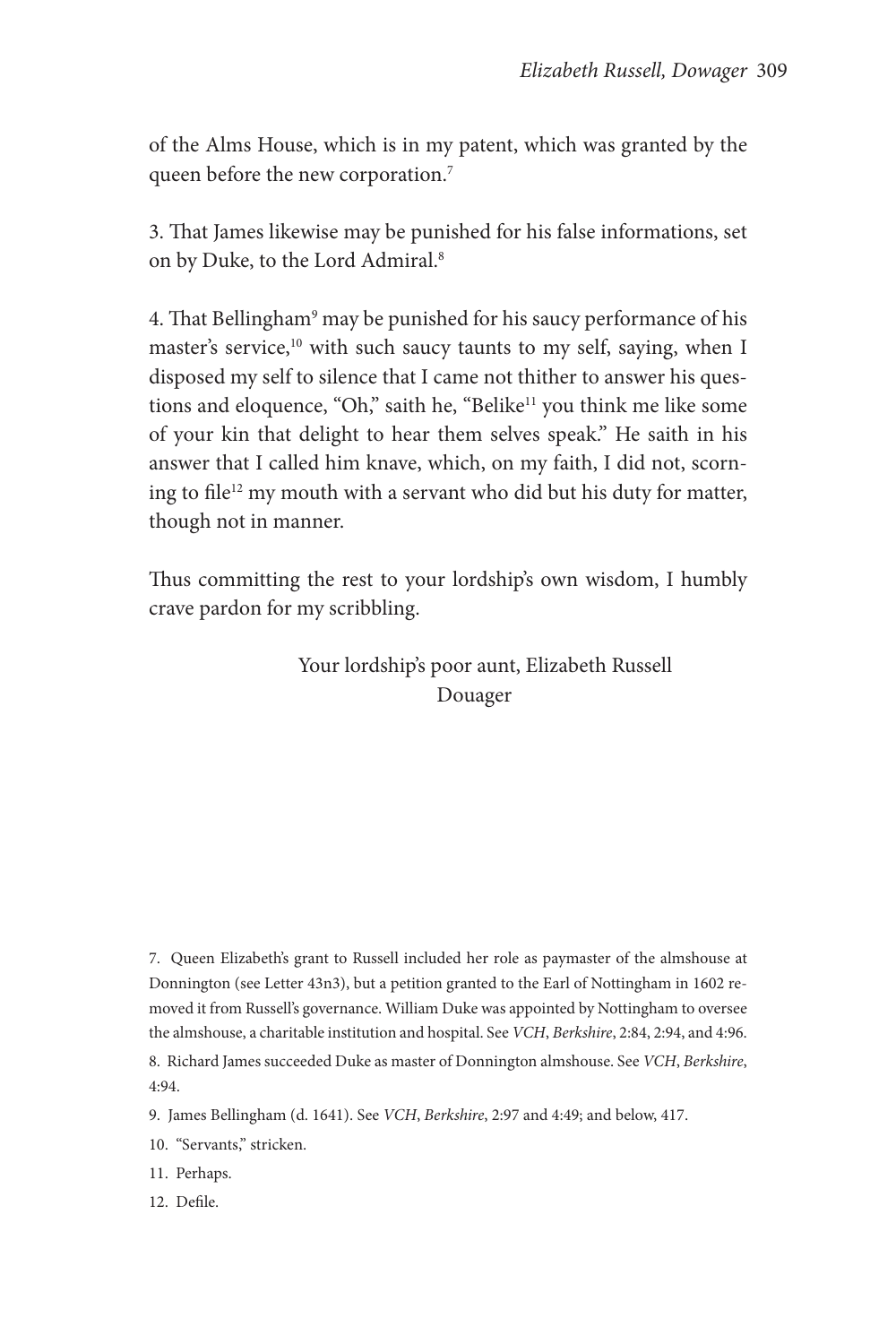of the Alms House, which is in my patent, which was granted by the queen before the new corporation.[7]

3. That James likewise may be punished for his false informations, set on by Duke, to the Lord Admiral.[8]

4. That Bellingham[9] may be punished for his saucy performance of his master's service,[10] with such saucy taunts to my self, saying, when I disposed my self to silence that I came not thither to answer his questions and eloquence, "Oh," saith he, "Belike[11] you think me like some of your kin that delight to hear them selves speak." He saith in his answer that I called him knave, which, on my faith, I did not, scorning to file[12] my mouth with a servant who did but his duty for matter, though not in manner.

Thus committing the rest to your lordship's own wisdom, I humbly crave pardon for my scribbling.

Your lordship's poor aunt, Elizabeth Russell
Douager

7. Queen Elizabeth's grant to Russell included her role as paymaster of the almshouse at Donnington (see Letter 43n3), but a petition granted to the Earl of Nottingham in 1602 removed it from Russell's governance. William Duke was appointed by Nottingham to oversee the almshouse, a charitable institution and hospital. See *VCH*, *Berkshire*, 2:84, 2:94, and 4:96.

8. Richard James succeeded Duke as master of Donnington almshouse. See *VCH*, *Berkshire*, 4:94.

9. James Bellingham (d. 1641). See *VCH*, *Berkshire*, 2:97 and 4:49; and below, 417.

10. "Servants," stricken.

11. Perhaps.

12. Defile.